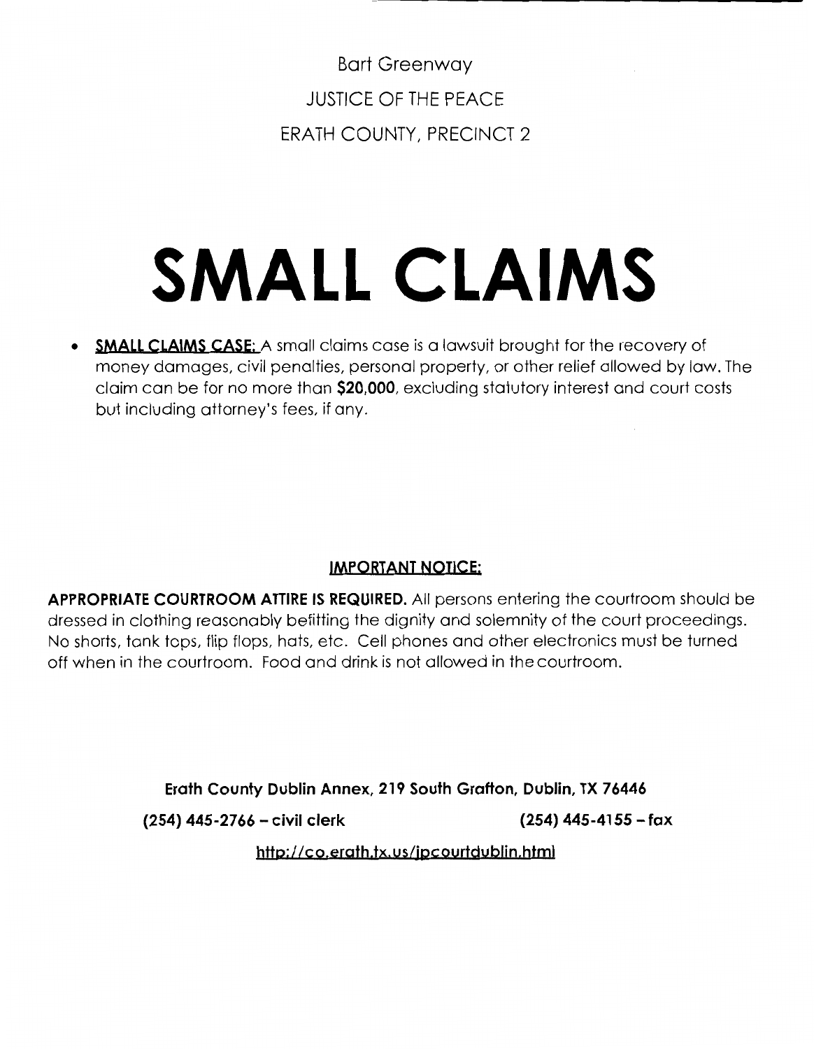Bart Greenway

JUSTICE OF THE PEACE

ERATH COUNTY, PRECINCT 2

# SMALL CLAIMS

- **SMALL CLAIMS CASE:** A small claims case is a lawsuit brought for the recovery of money damages, civil penalties, personal property, or other relief allowed by law. The claim can be for no more than **$20,000**, excluding statutory interest and court costs but including attorney's fees, if any.

**IMPORTANT NOTICE:**

**APPROPRIATE COURTROOM ATTIRE IS REQUIRED.** All persons entering the courtroom should be dressed in clothing reasonably befitting the dignity and solemnity of the court proceedings. No shorts, tank tops, flip flops, hats, etc. Cell phones and other electronics must be turned off when in the courtroom. Food and drink is not allowed in the courtroom.

**Erath County Dublin Annex, 219 South Grafton, Dublin, TX 76446**

**(254) 445-2766 – civil clerk** **(254) 445-4155 – fax**

http://co.erath.tx.us/jpcourtdublin.html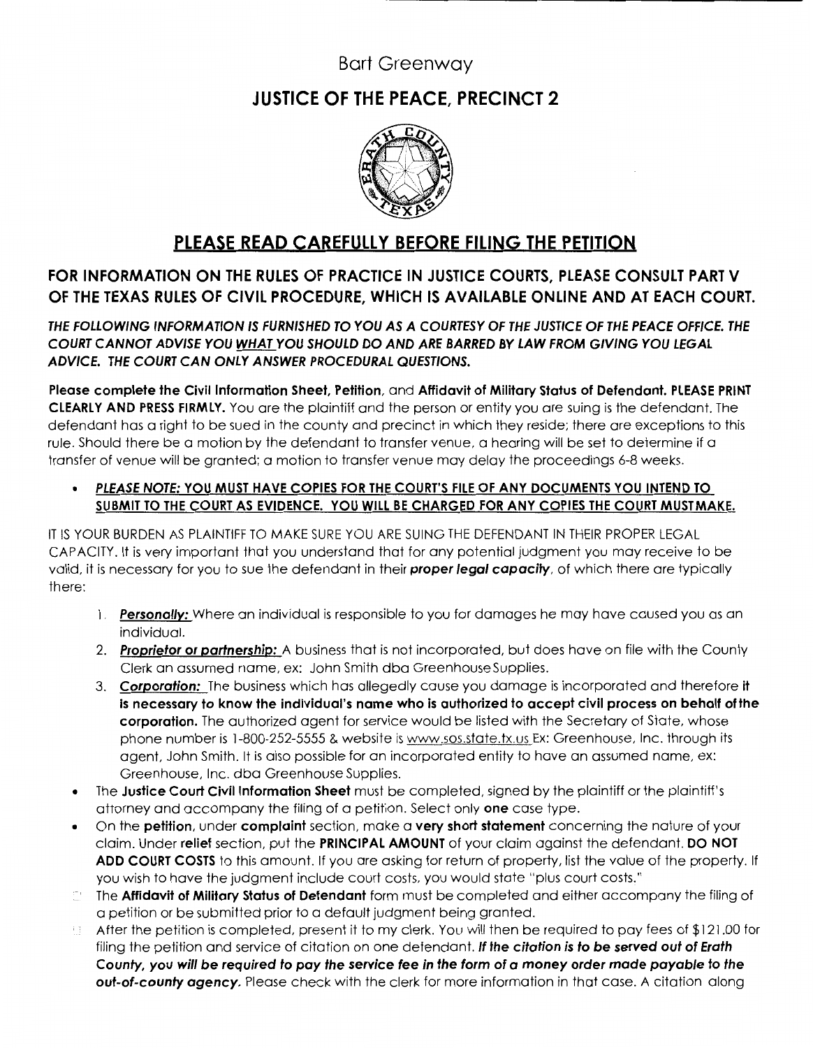Bart Greenway

## JUSTICE OF THE PEACE, PRECINCT 2

## PLEASE READ CAREFULLY BEFORE FILING THE PETITION

### FOR INFORMATION ON THE RULES OF PRACTICE IN JUSTICE COURTS, PLEASE CONSULT PART V OF THE TEXAS RULES OF CIVIL PROCEDURE, WHICH IS AVAILABLE ONLINE AND AT EACH COURT.

***THE FOLLOWING INFORMATION IS FURNISHED TO YOU AS A COURTESY OF THE JUSTICE OF THE PEACE OFFICE. THE COURT CANNOT ADVISE YOU WHAT YOU SHOULD DO AND ARE BARRED BY LAW FROM GIVING YOU LEGAL ADVICE. THE COURT CAN ONLY ANSWER PROCEDURAL QUESTIONS.***

**Please complete the Civil Information Sheet, Petition**, and **Affidavit of Military Status of Defendant. PLEASE PRINT CLEARLY AND PRESS FIRMLY.** You are the plaintiff and the person or entity you are suing is the defendant. The defendant has a right to be sued in the county and precinct in which they reside; there are exceptions to this rule. Should there be a motion by the defendant to transfer venue, a hearing will be set to determine if a transfer of venue will be granted; a motion to transfer venue may delay the proceedings 6-8 weeks.

- ***PLEASE NOTE: YOU MUST HAVE COPIES FOR THE COURT'S FILE OF ANY DOCUMENTS YOU INTEND TO SUBMIT TO THE COURT AS EVIDENCE. YOU WILL BE CHARGED FOR ANY COPIES THE COURT MUSTMAKE.***

IT IS YOUR BURDEN AS PLAINTIFF TO MAKE SURE YOU ARE SUING THE DEFENDANT IN THEIR PROPER LEGAL CAPACITY. It is very important that you understand that for any potential judgment you may receive to be valid, it is necessary for you to sue the defendant in their ***proper legal capacity***, of which there are typically there:

1. ***Personally:*** Where an individual is responsible to you for damages he may have caused you as an individual.
2. ***Proprietor or partnership:*** A business that is not incorporated, but does have on file with the County Clerk an assumed name, ex: John Smith dba Greenhouse Supplies.
3. ***Corporation:*** The business which has allegedly cause you damage is incorporated and therefore **it is necessary to know the individual's name who is authorized to accept civil process on behalf of the corporation.** The authorized agent for service would be listed with the Secretary of State, whose phone number is 1-800-252-5555 & website is www.sos.state.tx.us Ex: Greenhouse, Inc. through its agent, John Smith. It is also possible for an incorporated entity to have an assumed name, ex: Greenhouse, Inc. dba Greenhouse Supplies.

- The **Justice Court Civil Information Sheet** must be completed, signed by the plaintiff or the plaintiff's attorney and accompany the filing of a petition. Select only **one** case type.
- On the **petition**, under **complaint** section, make a **very short statement** concerning the nature of your claim. Under **relief** section, put the **PRINCIPAL AMOUNT** of your claim against the defendant. **DO NOT ADD COURT COSTS** to this amount. If you are asking for return of property, list the value of the property. If you wish to have the judgment include court costs, you would state "plus court costs."
- The **Affidavit of Military Status of Defendant** form must be completed and either accompany the filing of a petition or be submitted prior to a default judgment being granted.
- After the petition is completed, present it to my clerk. You will then be required to pay fees of $121.00 for filing the petition and service of citation on one defendant. ***If the citation is to be served out of Erath County, you will be required to pay the service fee in the form of a money order made payable to the out-of-county agency.*** Please check with the clerk for more information in that case. A citation along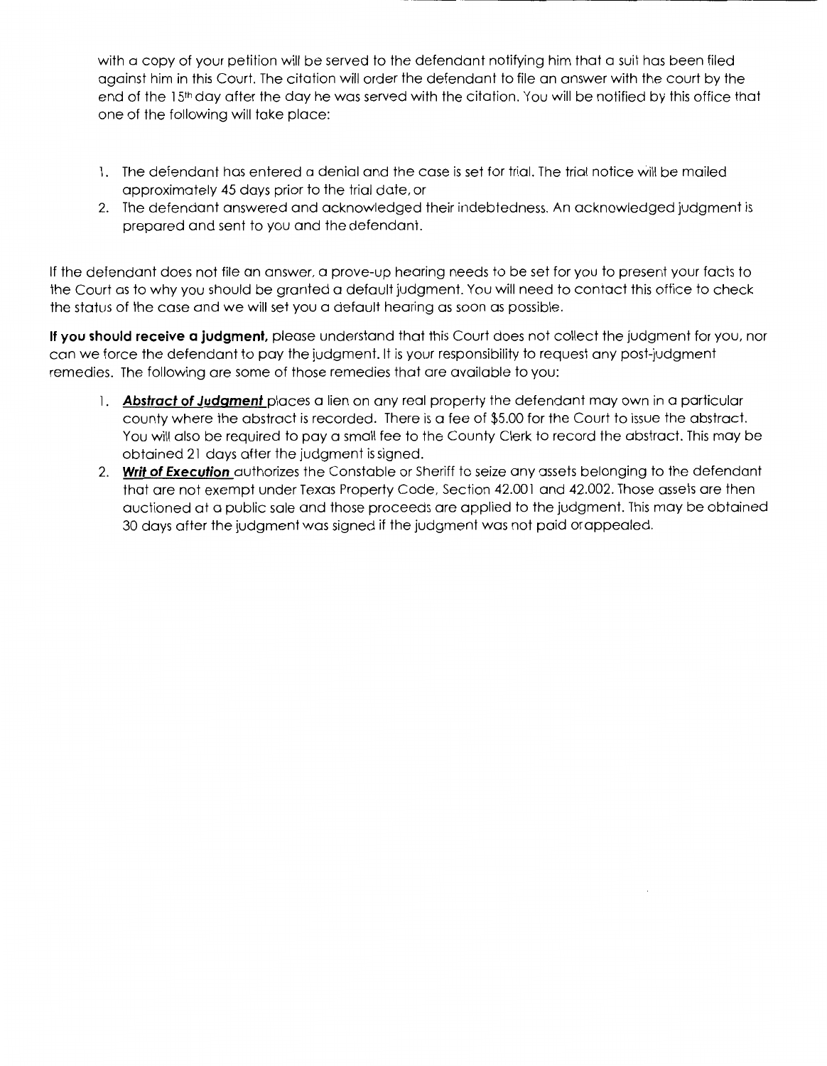with a copy of your petition will be served to the defendant notifying him that a suit has been filed against him in this Court. The citation will order the defendant to file an answer with the court by the end of the 15th day after the day he was served with the citation. You will be notified by this office that one of the following will take place:

1. The defendant has entered a denial and the case is set for trial. The trial notice will be mailed approximately 45 days prior to the trial date, or
2. The defendant answered and acknowledged their indebtedness. An acknowledged judgment is prepared and sent to you and the defendant.

If the defendant does not file an answer, a prove-up hearing needs to be set for you to present your facts to the Court as to why you should be granted a default judgment. You will need to contact this office to check the status of the case and we will set you a default hearing as soon as possible.

**If you should receive a judgment,** please understand that this Court does not collect the judgment for you, nor can we force the defendant to pay the judgment. It is your responsibility to request any post-judgment remedies. The following are some of those remedies that are available to you:

1. ***Abstract of Judgment*** places a lien on any real property the defendant may own in a particular county where the abstract is recorded. There is a fee of $5.00 for the Court to issue the abstract. You will also be required to pay a small fee to the County Clerk to record the abstract. This may be obtained 21 days after the judgment is signed.
2. ***Writ of Execution*** authorizes the Constable or Sheriff to seize any assets belonging to the defendant that are not exempt under Texas Property Code, Section 42.001 and 42.002. Those assets are then auctioned at a public sale and those proceeds are applied to the judgment. This may be obtained 30 days after the judgment was signed if the judgment was not paid or appealed.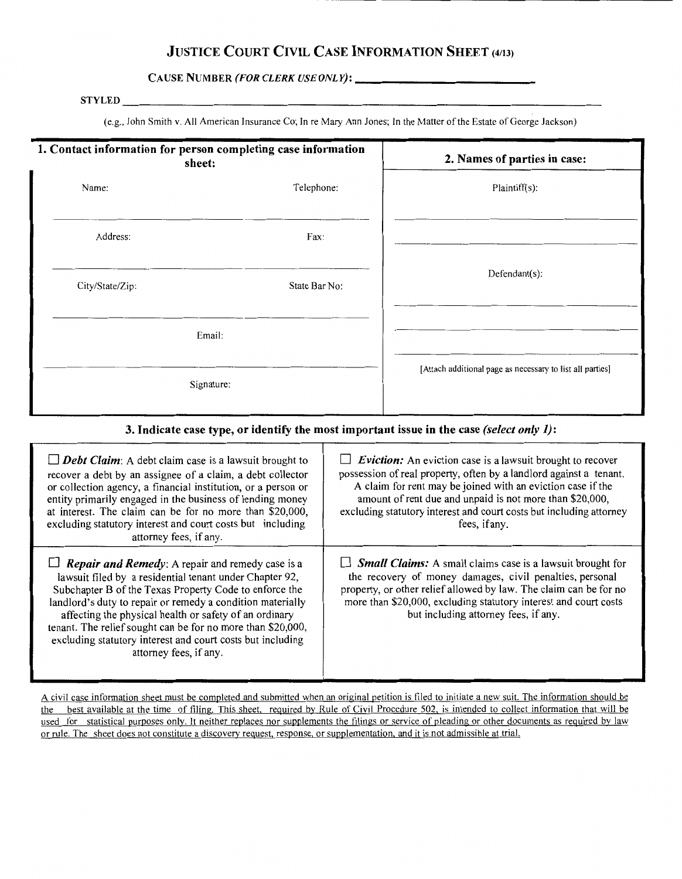# JUSTICE COURT CIVIL CASE INFORMATION SHEET (4/13)

**CAUSE NUMBER *(FOR CLERK USE ONLY)*:** ____________________

STYLED ______________________________________________________________

(e.g., John Smith v. All American Insurance Co; In re Mary Ann Jones; In the Matter of the Estate of George Jackson)

| **1. Contact information for person completing case information sheet:** | | **2. Names of parties in case:** |
|---|---|---|
| Name: | Telephone: | Plaintiff(s): |
| Address: | Fax: | |
| City/State/Zip: | State Bar No: | Defendant(s): |
| Email: | | |
| Signature: | | [Attach additional page as necessary to list all parties] |

### 3. Indicate case type, or identify the most important issue in the case *(select only 1)*:

| | |
|---|---|
| ☐ ***Debt Claim***: A debt claim case is a lawsuit brought to recover a debt by an assignee of a claim, a debt collector or collection agency, a financial institution, or a person or entity primarily engaged in the business of lending money at interest. The claim can be for no more than $20,000, excluding statutory interest and court costs but including attorney fees, if any. | ☐ ***Eviction:*** An eviction case is a lawsuit brought to recover possession of real property, often by a landlord against a tenant. A claim for rent may be joined with an eviction case if the amount of rent due and unpaid is not more than $20,000, excluding statutory interest and court costs but including attorney fees, if any. |
| ☐ ***Repair and Remedy***: A repair and remedy case is a lawsuit filed by a residential tenant under Chapter 92, Subchapter B of the Texas Property Code to enforce the landlord's duty to repair or remedy a condition materially affecting the physical health or safety of an ordinary tenant. The relief sought can be for no more than $20,000, excluding statutory interest and court costs but including attorney fees, if any. | ☐ ***Small Claims:*** A small claims case is a lawsuit brought for the recovery of money damages, civil penalties, personal property, or other relief allowed by law. The claim can be for no more than $20,000, excluding statutory interest and court costs but including attorney fees, if any. |

A civil case information sheet must be completed and submitted when an original petition is filed to initiate a new suit. The information should be the best available at the time of filing. This sheet, required by Rule of Civil Procedure 502, is intended to collect information that will be used for statistical purposes only. It neither replaces nor supplements the filings or service of pleading or other documents as required by law or rule. The sheet does not constitute a discovery request, response, or supplementation, and it is not admissible at trial.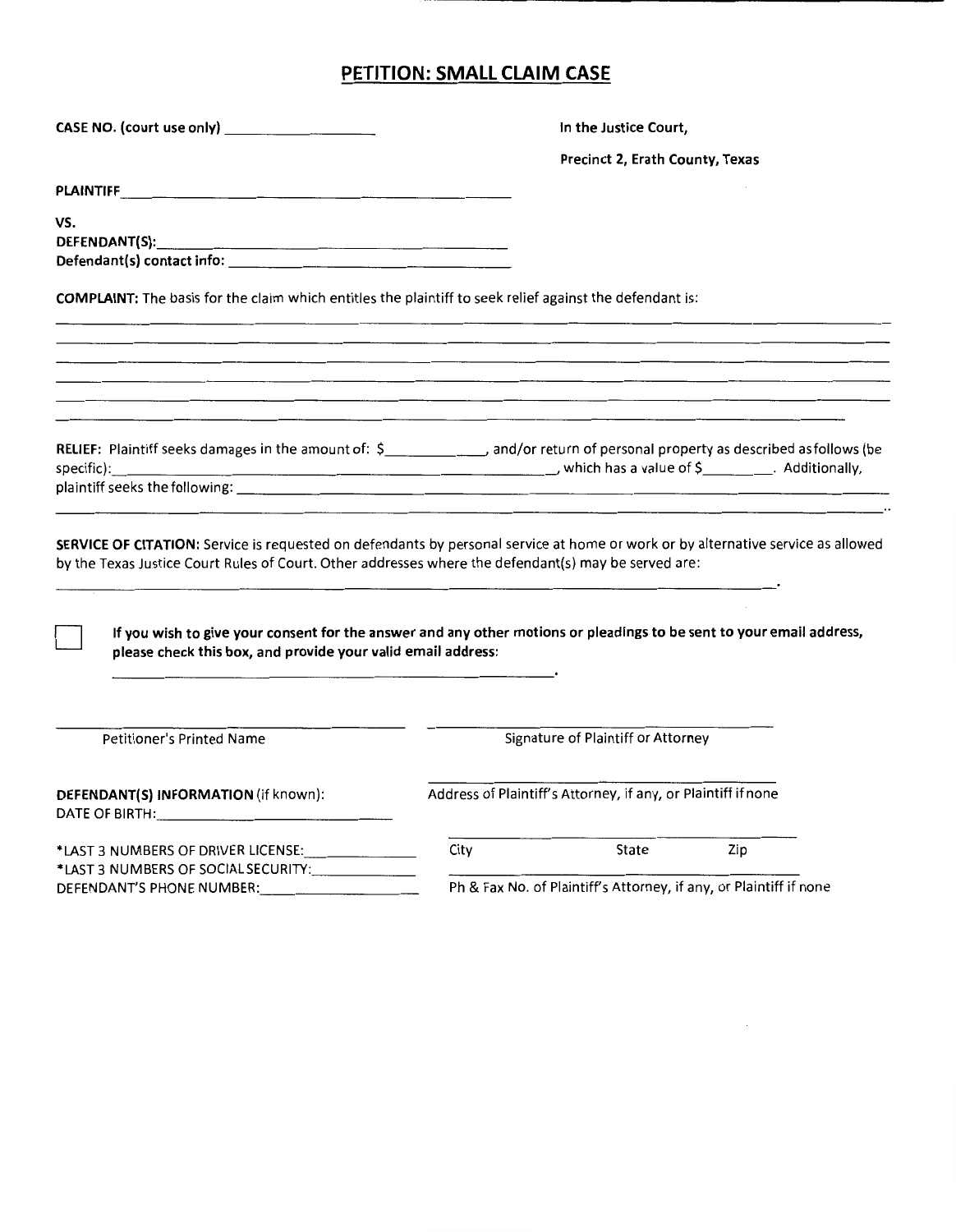# PETITION: SMALL CLAIM CASE

**CASE NO. (court use only)** ____________________

**In the Justice Court,**

**Precinct 2, Erath County, Texas**

**PLAINTIFF** ____________________________________________

**VS.**

**DEFENDANT(S):** ____________________________________________

**Defendant(s) contact info:** ____________________________________________

**COMPLAINT:** The basis for the claim which entitles the plaintiff to seek relief against the defendant is:

____________________________________________________________________________________________

____________________________________________________________________________________________

____________________________________________________________________________________________

____________________________________________________________________________________________

____________________________________________________________________________________________

____________________________________________________________________________________________

**RELIEF:** Plaintiff seeks damages in the amount of: $____________, and/or return of personal property as described as follows (be specific):____________________________________________, which has a value of $_________. Additionally, plaintiff seeks the following: ____________________________________________________________

____________________________________________________________________________________________..

**SERVICE OF CITATION:** Service is requested on defendants by personal service at home or work or by alternative service as allowed by the Texas Justice Court Rules of Court. Other addresses where the defendant(s) may be served are:

____________________________________________________________________________________________.

☐ **If you wish to give your consent for the answer and any other motions or pleadings to be sent to your email address, please check this box, and provide your valid email address:**

____________________________________________.

____________________________________________
Petitioner's Printed Name

____________________________________________
Signature of Plaintiff or Attorney

**DEFENDANT(S) INFORMATION** (if known):

DATE OF BIRTH: ______________________________

*LAST 3 NUMBERS OF DRIVER LICENSE: ______________

*LAST 3 NUMBERS OF SOCIAL SECURITY: ______________

DEFENDANT'S PHONE NUMBER: ____________________

____________________________________________
Address of Plaintiff's Attorney, if any, or Plaintiff if none

____________________________________________
City State Zip

____________________________________________
Ph & Fax No. of Plaintiff's Attorney, if any, or Plaintiff if none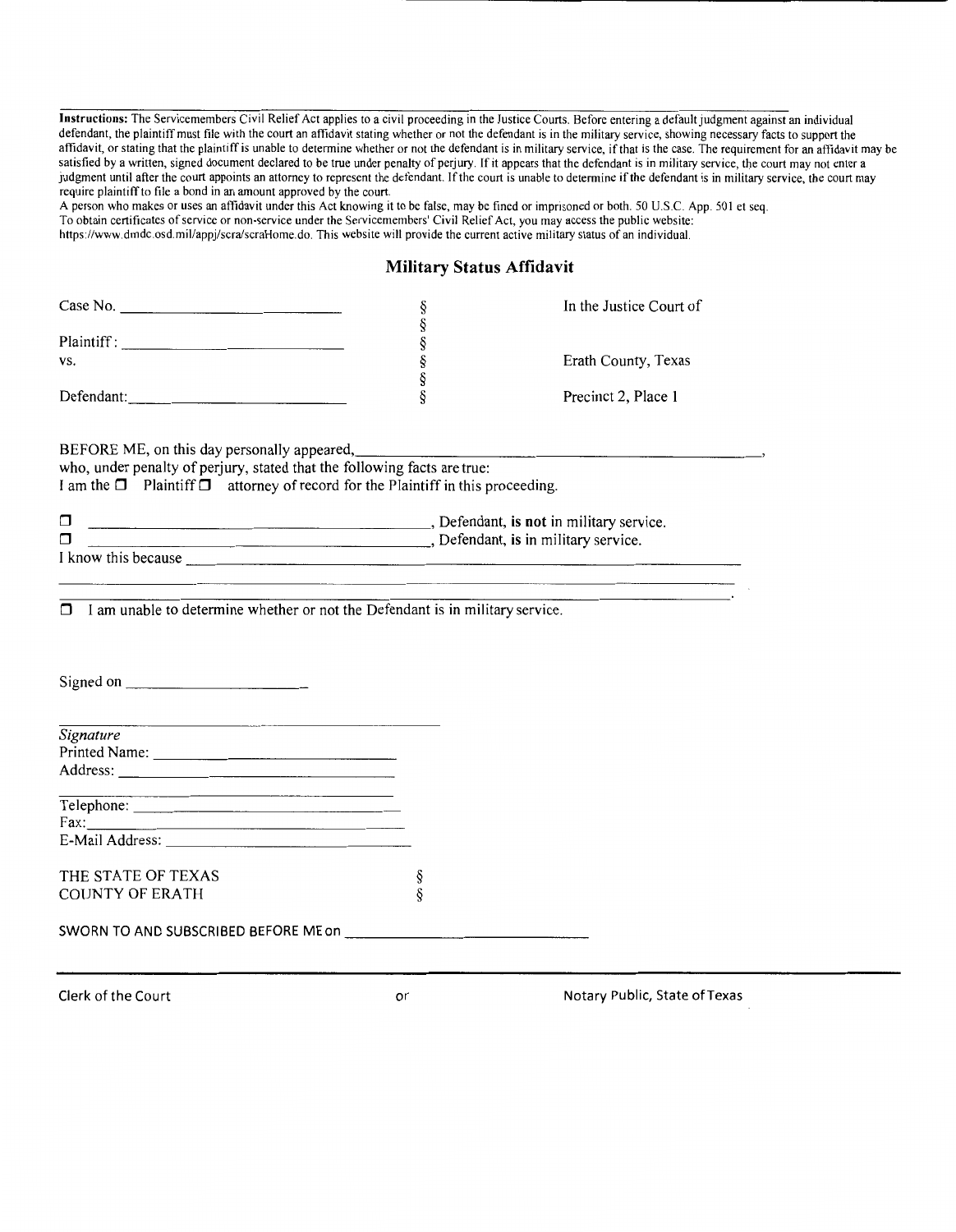**Instructions:** The Servicemembers Civil Relief Act applies to a civil proceeding in the Justice Courts. Before entering a default judgment against an individual defendant, the plaintiff must file with the court an affidavit stating whether or not the defendant is in the military service, showing necessary facts to support the affidavit, or stating that the plaintiff is unable to determine whether or not the defendant is in military service, if that is the case. The requirement for an affidavit may be satisfied by a written, signed document declared to be true under penalty of perjury. If it appears that the defendant is in military service, the court may not enter a judgment until after the court appoints an attorney to represent the defendant. If the court is unable to determine if the defendant is in military service, the court may require plaintiff to file a bond in an amount approved by the court.

A person who makes or uses an affidavit under this Act knowing it to be false, may be fined or imprisoned or both. 50 U.S.C. App. 501 et seq.

To obtain certificates of service or non-service under the Servicemembers' Civil Relief Act, you may access the public website: https://www.dmdc.osd.mil/appj/scra/scraHome.do. This website will provide the current active military status of an individual.

## Military Status Affidavit

| | | |
|---|---|---|
| Case No. ______________________ | § | In the Justice Court of |
| | § | |
| Plaintiff: ______________________ | § | |
| vs. | § | Erath County, Texas |
| | § | |
| Defendant: ______________________ | § | Precinct 2, Place 1 |

BEFORE ME, on this day personally appeared, ______________________________________________,
who, under penalty of perjury, stated that the following facts are true:
I am the ☐ Plaintiff ☐ attorney of record for the Plaintiff in this proceeding.

☐ ______________________________________, Defendant, **is not** in military service.
☐ ______________________________________, Defendant, **is** in military service.
I know this because ______________________________________________________________
______________________________________________________________________________.

☐ I am unable to determine whether or not the Defendant is in military service.

Signed on ______________________

_____________________________________________
*Signature*
Printed Name: ______________________________
Address: __________________________________
_________________________________________
Telephone: ________________________________
Fax: ______________________________________
E-Mail Address: ____________________________

THE STATE OF TEXAS §
COUNTY OF ERATH §

SWORN TO AND SUBSCRIBED BEFORE ME on ______________________________

_____________________________________________________________________________

Clerk of the Court or Notary Public, State of Texas